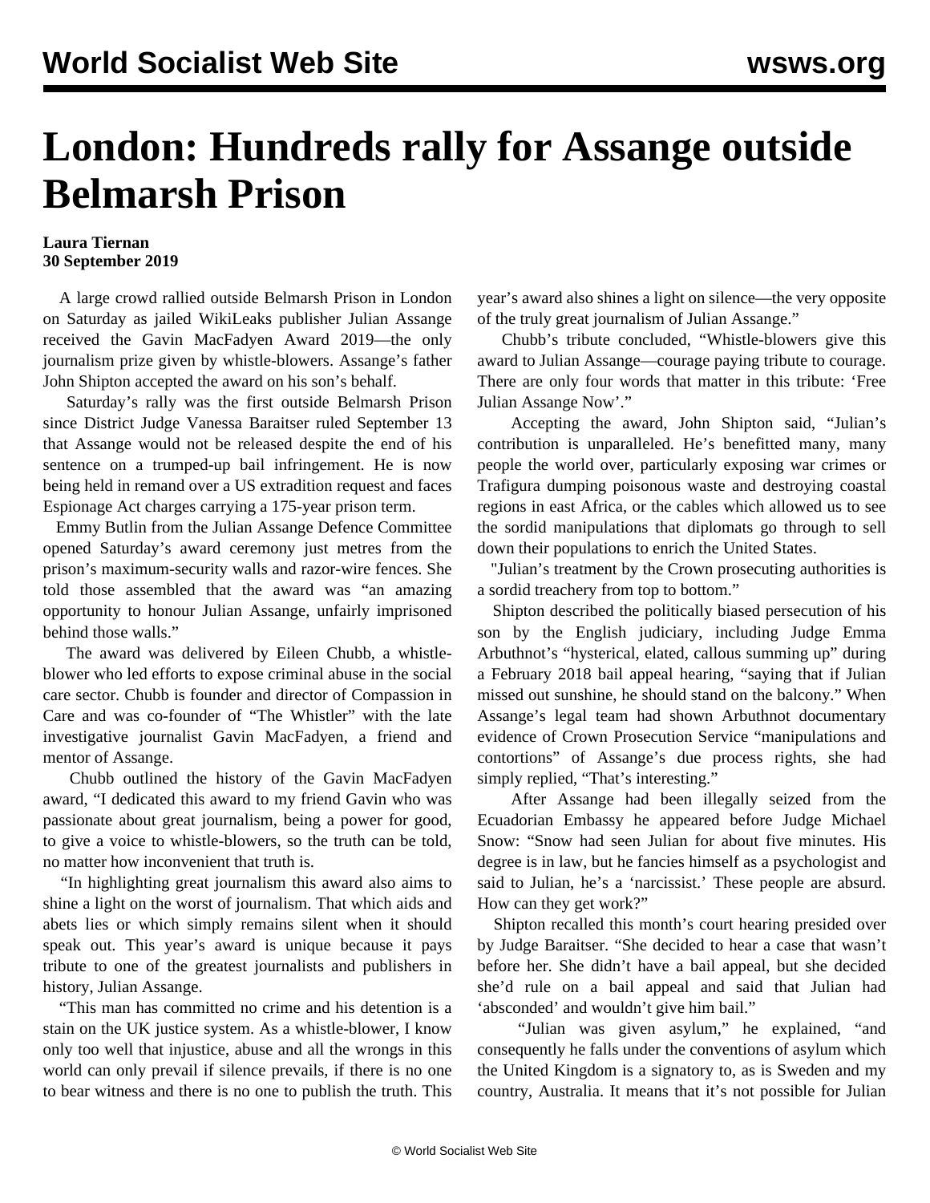# London: Hundreds rally for Assange outside Belmarsh Prison

**Laura Tiernan**
**30 September 2019**

A large crowd rallied outside Belmarsh Prison in London on Saturday as jailed WikiLeaks publisher Julian Assange received the Gavin MacFadyen Award 2019—the only journalism prize given by whistle-blowers. Assange's father John Shipton accepted the award on his son's behalf.

Saturday's rally was the first outside Belmarsh Prison since District Judge Vanessa Baraitser ruled September 13 that Assange would not be released despite the end of his sentence on a trumped-up bail infringement. He is now being held in remand over a US extradition request and faces Espionage Act charges carrying a 175-year prison term.

Emmy Butlin from the Julian Assange Defence Committee opened Saturday's award ceremony just metres from the prison's maximum-security walls and razor-wire fences. She told those assembled that the award was "an amazing opportunity to honour Julian Assange, unfairly imprisoned behind those walls."

The award was delivered by Eileen Chubb, a whistle-blower who led efforts to expose criminal abuse in the social care sector. Chubb is founder and director of Compassion in Care and was co-founder of "The Whistler" with the late investigative journalist Gavin MacFadyen, a friend and mentor of Assange.

Chubb outlined the history of the Gavin MacFadyen award, "I dedicated this award to my friend Gavin who was passionate about great journalism, being a power for good, to give a voice to whistle-blowers, so the truth can be told, no matter how inconvenient that truth is.

"In highlighting great journalism this award also aims to shine a light on the worst of journalism. That which aids and abets lies or which simply remains silent when it should speak out. This year's award is unique because it pays tribute to one of the greatest journalists and publishers in history, Julian Assange.

"This man has committed no crime and his detention is a stain on the UK justice system. As a whistle-blower, I know only too well that injustice, abuse and all the wrongs in this world can only prevail if silence prevails, if there is no one to bear witness and there is no one to publish the truth. This year's award also shines a light on silence—the very opposite of the truly great journalism of Julian Assange."

Chubb's tribute concluded, "Whistle-blowers give this award to Julian Assange—courage paying tribute to courage. There are only four words that matter in this tribute: 'Free Julian Assange Now'."

Accepting the award, John Shipton said, "Julian's contribution is unparalleled. He's benefitted many, many people the world over, particularly exposing war crimes or Trafigura dumping poisonous waste and destroying coastal regions in east Africa, or the cables which allowed us to see the sordid manipulations that diplomats go through to sell down their populations to enrich the United States.

"Julian's treatment by the Crown prosecuting authorities is a sordid treachery from top to bottom."

Shipton described the politically biased persecution of his son by the English judiciary, including Judge Emma Arbuthnot's "hysterical, elated, callous summing up" during a February 2018 bail appeal hearing, "saying that if Julian missed out sunshine, he should stand on the balcony." When Assange's legal team had shown Arbuthnot documentary evidence of Crown Prosecution Service "manipulations and contortions" of Assange's due process rights, she had simply replied, "That's interesting."

After Assange had been illegally seized from the Ecuadorian Embassy he appeared before Judge Michael Snow: "Snow had seen Julian for about five minutes. His degree is in law, but he fancies himself as a psychologist and said to Julian, he's a 'narcissist.' These people are absurd. How can they get work?"

Shipton recalled this month's court hearing presided over by Judge Baraitser. "She decided to hear a case that wasn't before her. She didn't have a bail appeal, but she decided she'd rule on a bail appeal and said that Julian had 'absconded' and wouldn't give him bail."

"Julian was given asylum," he explained, "and consequently he falls under the conventions of asylum which the United Kingdom is a signatory to, as is Sweden and my country, Australia. It means that it's not possible for Julian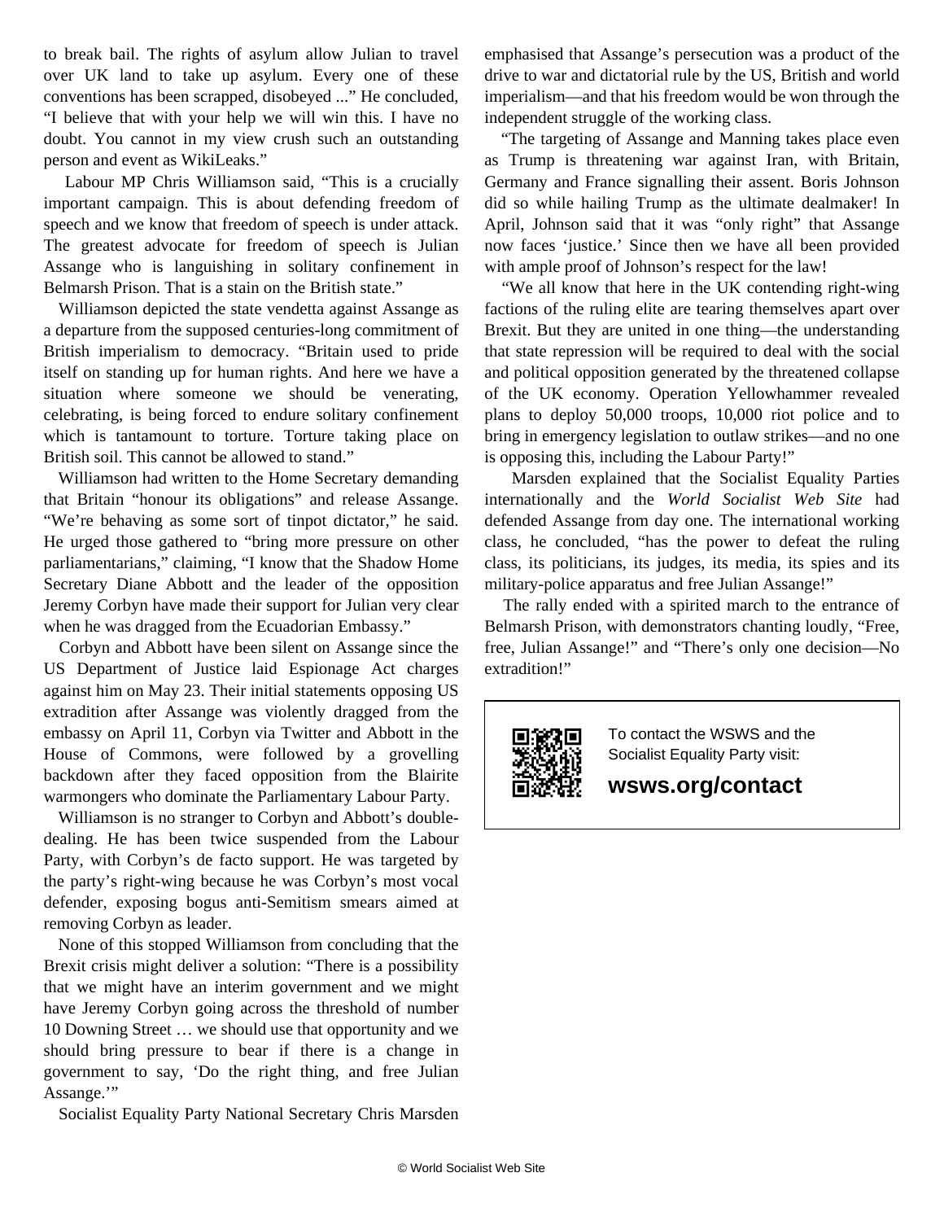to break bail. The rights of asylum allow Julian to travel over UK land to take up asylum. Every one of these conventions has been scrapped, disobeyed ..." He concluded, "I believe that with your help we will win this. I have no doubt. You cannot in my view crush such an outstanding person and event as WikiLeaks."

Labour MP Chris Williamson said, "This is a crucially important campaign. This is about defending freedom of speech and we know that freedom of speech is under attack. The greatest advocate for freedom of speech is Julian Assange who is languishing in solitary confinement in Belmarsh Prison. That is a stain on the British state."

Williamson depicted the state vendetta against Assange as a departure from the supposed centuries-long commitment of British imperialism to democracy. "Britain used to pride itself on standing up for human rights. And here we have a situation where someone we should be venerating, celebrating, is being forced to endure solitary confinement which is tantamount to torture. Torture taking place on British soil. This cannot be allowed to stand."

Williamson had written to the Home Secretary demanding that Britain "honour its obligations" and release Assange. "We're behaving as some sort of tinpot dictator," he said. He urged those gathered to "bring more pressure on other parliamentarians," claiming, "I know that the Shadow Home Secretary Diane Abbott and the leader of the opposition Jeremy Corbyn have made their support for Julian very clear when he was dragged from the Ecuadorian Embassy."

Corbyn and Abbott have been silent on Assange since the US Department of Justice laid Espionage Act charges against him on May 23. Their initial statements opposing US extradition after Assange was violently dragged from the embassy on April 11, Corbyn via Twitter and Abbott in the House of Commons, were followed by a grovelling backdown after they faced opposition from the Blairite warmongers who dominate the Parliamentary Labour Party.

Williamson is no stranger to Corbyn and Abbott's double-dealing. He has been twice suspended from the Labour Party, with Corbyn's de facto support. He was targeted by the party's right-wing because he was Corbyn's most vocal defender, exposing bogus anti-Semitism smears aimed at removing Corbyn as leader.

None of this stopped Williamson from concluding that the Brexit crisis might deliver a solution: "There is a possibility that we might have an interim government and we might have Jeremy Corbyn going across the threshold of number 10 Downing Street … we should use that opportunity and we should bring pressure to bear if there is a change in government to say, 'Do the right thing, and free Julian Assange.'"

Socialist Equality Party National Secretary Chris Marsden emphasised that Assange's persecution was a product of the drive to war and dictatorial rule by the US, British and world imperialism—and that his freedom would be won through the independent struggle of the working class.

"The targeting of Assange and Manning takes place even as Trump is threatening war against Iran, with Britain, Germany and France signalling their assent. Boris Johnson did so while hailing Trump as the ultimate dealmaker! In April, Johnson said that it was "only right" that Assange now faces 'justice.' Since then we have all been provided with ample proof of Johnson's respect for the law!

"We all know that here in the UK contending right-wing factions of the ruling elite are tearing themselves apart over Brexit. But they are united in one thing—the understanding that state repression will be required to deal with the social and political opposition generated by the threatened collapse of the UK economy. Operation Yellowhammer revealed plans to deploy 50,000 troops, 10,000 riot police and to bring in emergency legislation to outlaw strikes—and no one is opposing this, including the Labour Party!"

Marsden explained that the Socialist Equality Parties internationally and the *World Socialist Web Site* had defended Assange from day one. The international working class, he concluded, "has the power to defeat the ruling class, its politicians, its judges, its media, its spies and its military-police apparatus and free Julian Assange!"

The rally ended with a spirited march to the entrance of Belmarsh Prison, with demonstrators chanting loudly, "Free, free, Julian Assange!" and "There's only one decision—No extradition!"

To contact the WSWS and the Socialist Equality Party visit:

**wsws.org/contact**